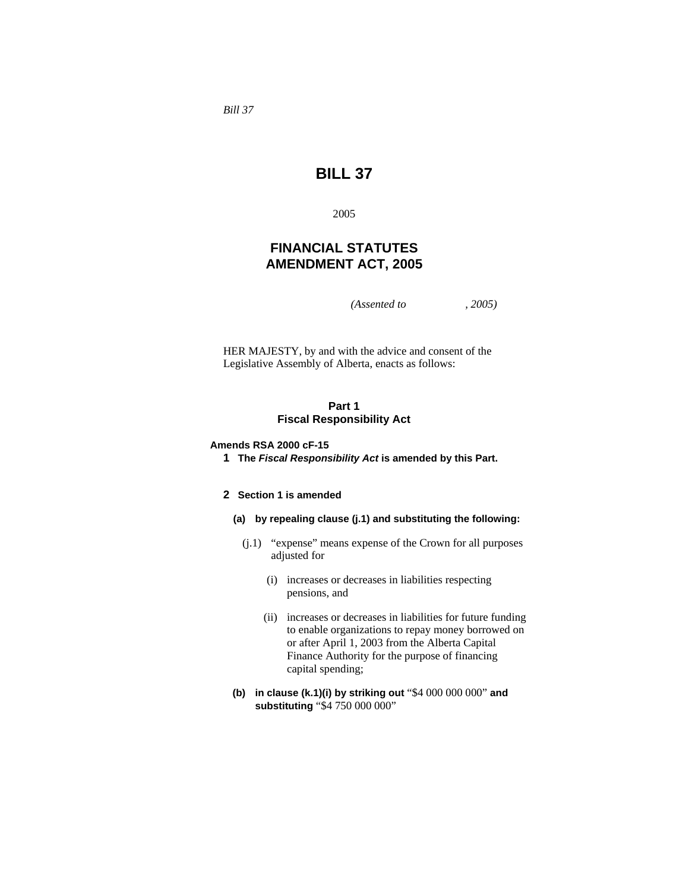*Bill 37*

# BILL 37

2005

## FINANCIAL STATUTES AMENDMENT ACT, 2005

*(Assented to , 2005)*

HER MAJESTY, by and with the advice and consent of the Legislative Assembly of Alberta, enacts as follows:

### Part 1
### Fiscal Responsibility Act

**Amends RSA 2000 cF-15**

**1** **The *Fiscal Responsibility Act* is amended by this Part.**

**2** **Section 1 is amended**

**(a) by repealing clause (j.1) and substituting the following:**

(j.1) "expense" means expense of the Crown for all purposes adjusted for

(i) increases or decreases in liabilities respecting pensions, and

(ii) increases or decreases in liabilities for future funding to enable organizations to repay money borrowed on or after April 1, 2003 from the Alberta Capital Finance Authority for the purpose of financing capital spending;

**(b) in clause (k.1)(i) by striking out** "$4 000 000 000" **and substituting** "$4 750 000 000"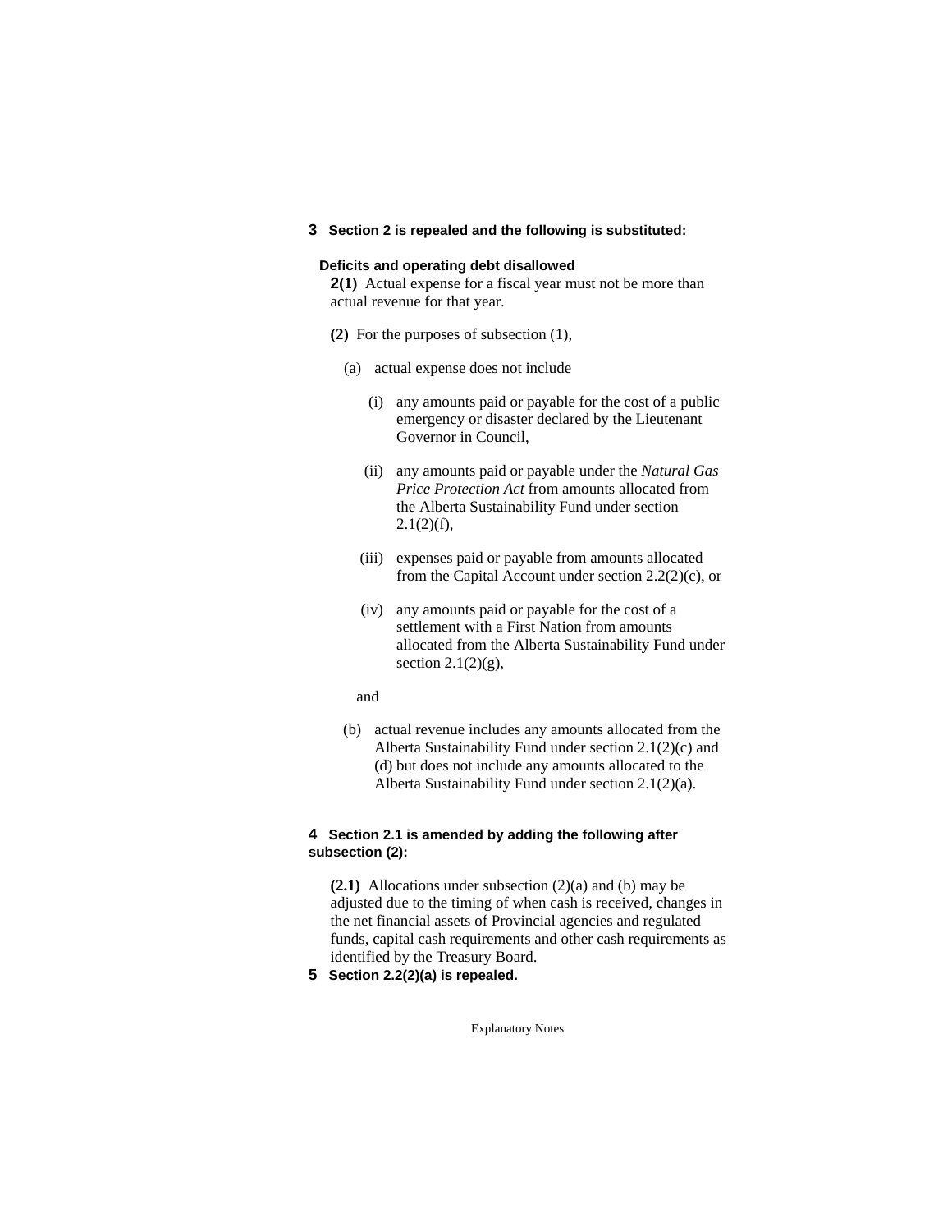**3 Section 2 is repealed and the following is substituted:**

**Deficits and operating debt disallowed**

**2(1)** Actual expense for a fiscal year must not be more than actual revenue for that year.

**(2)** For the purposes of subsection (1),

(a) actual expense does not include

(i) any amounts paid or payable for the cost of a public emergency or disaster declared by the Lieutenant Governor in Council,

(ii) any amounts paid or payable under the *Natural Gas Price Protection Act* from amounts allocated from the Alberta Sustainability Fund under section 2.1(2)(f),

(iii) expenses paid or payable from amounts allocated from the Capital Account under section 2.2(2)(c), or

(iv) any amounts paid or payable for the cost of a settlement with a First Nation from amounts allocated from the Alberta Sustainability Fund under section 2.1(2)(g),

and

(b) actual revenue includes any amounts allocated from the Alberta Sustainability Fund under section 2.1(2)(c) and (d) but does not include any amounts allocated to the Alberta Sustainability Fund under section 2.1(2)(a).

**4 Section 2.1 is amended by adding the following after subsection (2):**

**(2.1)** Allocations under subsection (2)(a) and (b) may be adjusted due to the timing of when cash is received, changes in the net financial assets of Provincial agencies and regulated funds, capital cash requirements and other cash requirements as identified by the Treasury Board.

**5 Section 2.2(2)(a) is repealed.**

Explanatory Notes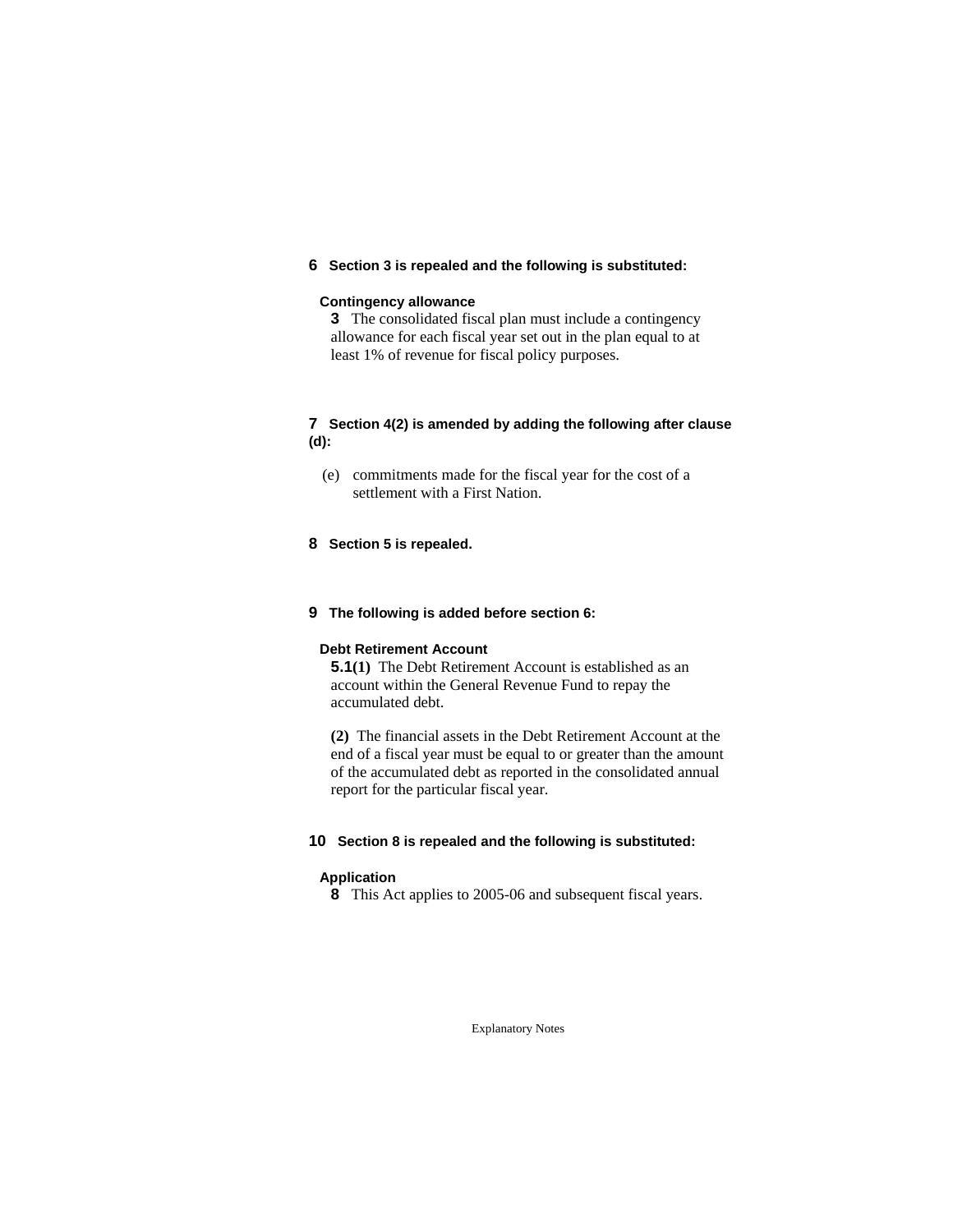**6 Section 3 is repealed and the following is substituted:**

**Contingency allowance**

**3** The consolidated fiscal plan must include a contingency allowance for each fiscal year set out in the plan equal to at least 1% of revenue for fiscal policy purposes.

**7 Section 4(2) is amended by adding the following after clause (d):**

(e) commitments made for the fiscal year for the cost of a settlement with a First Nation.

**8 Section 5 is repealed.**

**9 The following is added before section 6:**

**Debt Retirement Account**

**5.1(1)** The Debt Retirement Account is established as an account within the General Revenue Fund to repay the accumulated debt.

**(2)** The financial assets in the Debt Retirement Account at the end of a fiscal year must be equal to or greater than the amount of the accumulated debt as reported in the consolidated annual report for the particular fiscal year.

**10 Section 8 is repealed and the following is substituted:**

**Application**

**8** This Act applies to 2005-06 and subsequent fiscal years.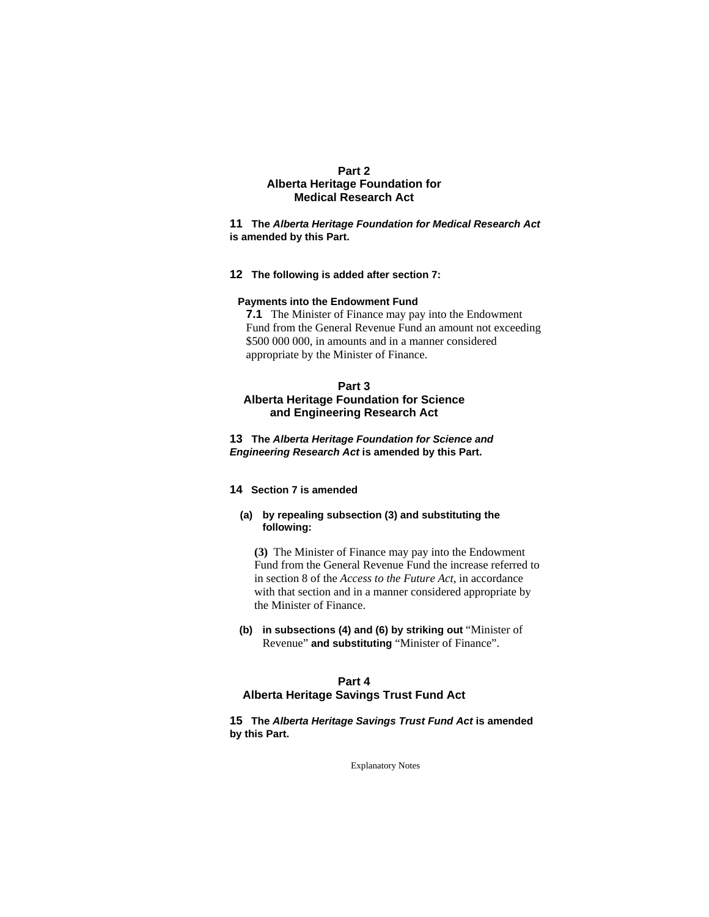## Part 2
## Alberta Heritage Foundation for Medical Research Act

**11** **The *Alberta Heritage Foundation for Medical Research Act* is amended by this Part.**

**12** **The following is added after section 7:**

**Payments into the Endowment Fund**

**7.1** The Minister of Finance may pay into the Endowment Fund from the General Revenue Fund an amount not exceeding $500 000 000, in amounts and in a manner considered appropriate by the Minister of Finance.

## Part 3
## Alberta Heritage Foundation for Science and Engineering Research Act

**13** **The *Alberta Heritage Foundation for Science and Engineering Research Act* is amended by this Part.**

**14** **Section 7 is amended**

**(a)** **by repealing subsection (3) and substituting the following:**

**(3)** The Minister of Finance may pay into the Endowment Fund from the General Revenue Fund the increase referred to in section 8 of the *Access to the Future Act*, in accordance with that section and in a manner considered appropriate by the Minister of Finance.

**(b)** **in subsections (4) and (6) by striking out** "Minister of Revenue" **and substituting** "Minister of Finance".

## Part 4
## Alberta Heritage Savings Trust Fund Act

**15** **The *Alberta Heritage Savings Trust Fund Act* is amended by this Part.**

Explanatory Notes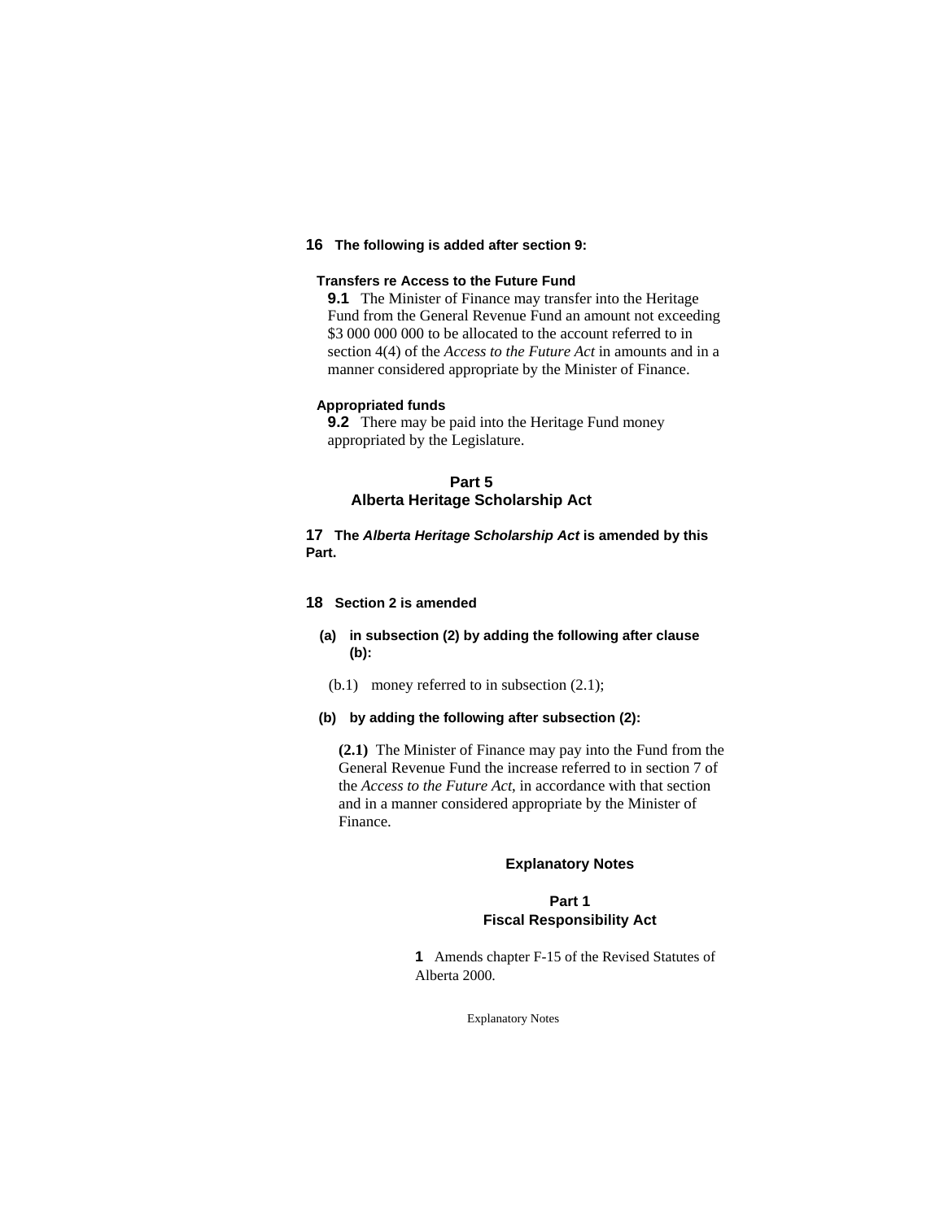**16 The following is added after section 9:**

**Transfers re Access to the Future Fund**

**9.1** The Minister of Finance may transfer into the Heritage Fund from the General Revenue Fund an amount not exceeding $3 000 000 000 to be allocated to the account referred to in section 4(4) of the *Access to the Future Act* in amounts and in a manner considered appropriate by the Minister of Finance.

**Appropriated funds**

**9.2** There may be paid into the Heritage Fund money appropriated by the Legislature.

## Part 5
## Alberta Heritage Scholarship Act

**17 The *Alberta Heritage Scholarship Act* is amended by this Part.**

**18 Section 2 is amended**

**(a) in subsection (2) by adding the following after clause (b):**

(b.1) money referred to in subsection (2.1);

**(b) by adding the following after subsection (2):**

**(2.1)** The Minister of Finance may pay into the Fund from the General Revenue Fund the increase referred to in section 7 of the *Access to the Future Act*, in accordance with that section and in a manner considered appropriate by the Minister of Finance.

### Explanatory Notes

## Part 1
## Fiscal Responsibility Act

**1** Amends chapter F-15 of the Revised Statutes of Alberta 2000.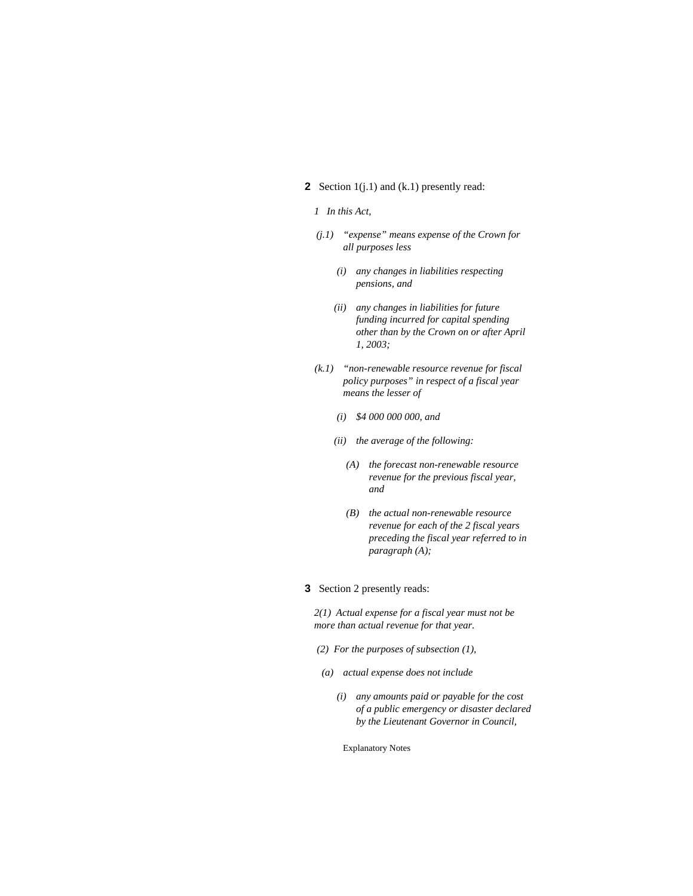**2** Section 1(j.1) and (k.1) presently read:

*1 In this Act,*

*(j.1) "expense" means expense of the Crown for all purposes less*

*(i) any changes in liabilities respecting pensions, and*

*(ii) any changes in liabilities for future funding incurred for capital spending other than by the Crown on or after April 1, 2003;*

*(k.1) "non-renewable resource revenue for fiscal policy purposes" in respect of a fiscal year means the lesser of*

*(i) $4 000 000 000, and*

*(ii) the average of the following:*

*(A) the forecast non-renewable resource revenue for the previous fiscal year, and*

*(B) the actual non-renewable resource revenue for each of the 2 fiscal years preceding the fiscal year referred to in paragraph (A);*

**3** Section 2 presently reads:

*2(1) Actual expense for a fiscal year must not be more than actual revenue for that year.*

*(2) For the purposes of subsection (1),*

*(a) actual expense does not include*

*(i) any amounts paid or payable for the cost of a public emergency or disaster declared by the Lieutenant Governor in Council,*

Explanatory Notes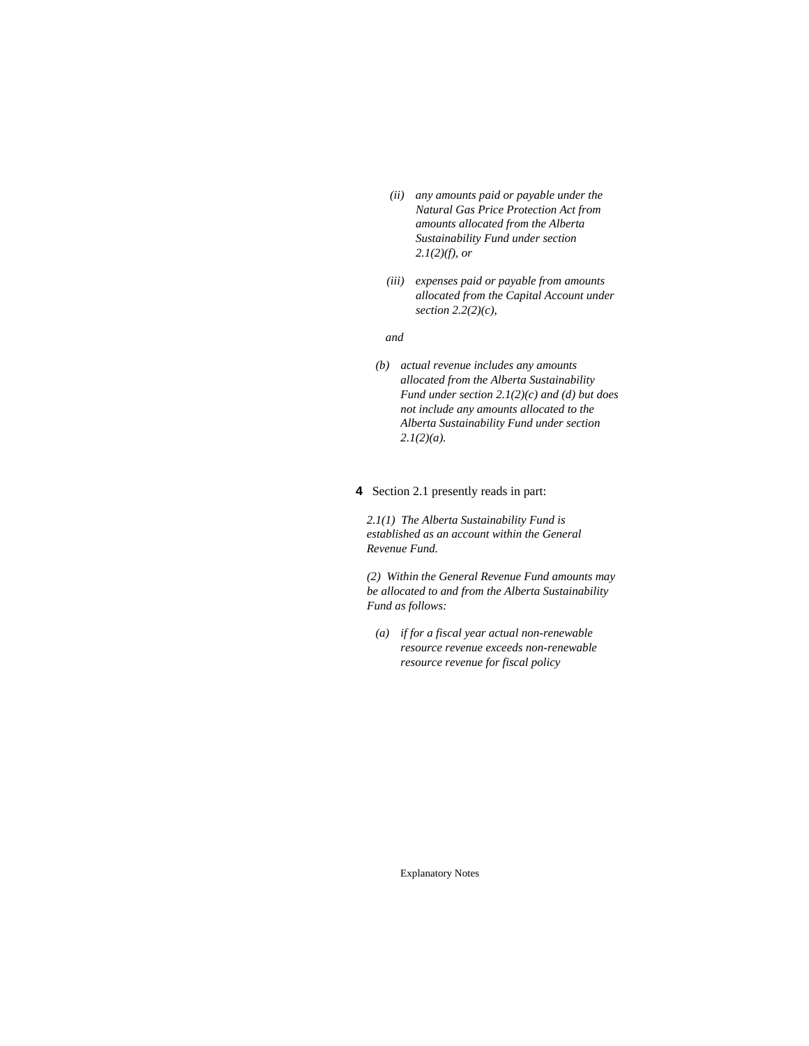*(ii) any amounts paid or payable under the Natural Gas Price Protection Act from amounts allocated from the Alberta Sustainability Fund under section 2.1(2)(f), or*

*(iii) expenses paid or payable from amounts allocated from the Capital Account under section 2.2(2)(c),*

*and*

*(b) actual revenue includes any amounts allocated from the Alberta Sustainability Fund under section 2.1(2)(c) and (d) but does not include any amounts allocated to the Alberta Sustainability Fund under section 2.1(2)(a).*

**4** Section 2.1 presently reads in part:

*2.1(1) The Alberta Sustainability Fund is established as an account within the General Revenue Fund.*

*(2) Within the General Revenue Fund amounts may be allocated to and from the Alberta Sustainability Fund as follows:*

*(a) if for a fiscal year actual non-renewable resource revenue exceeds non-renewable resource revenue for fiscal policy*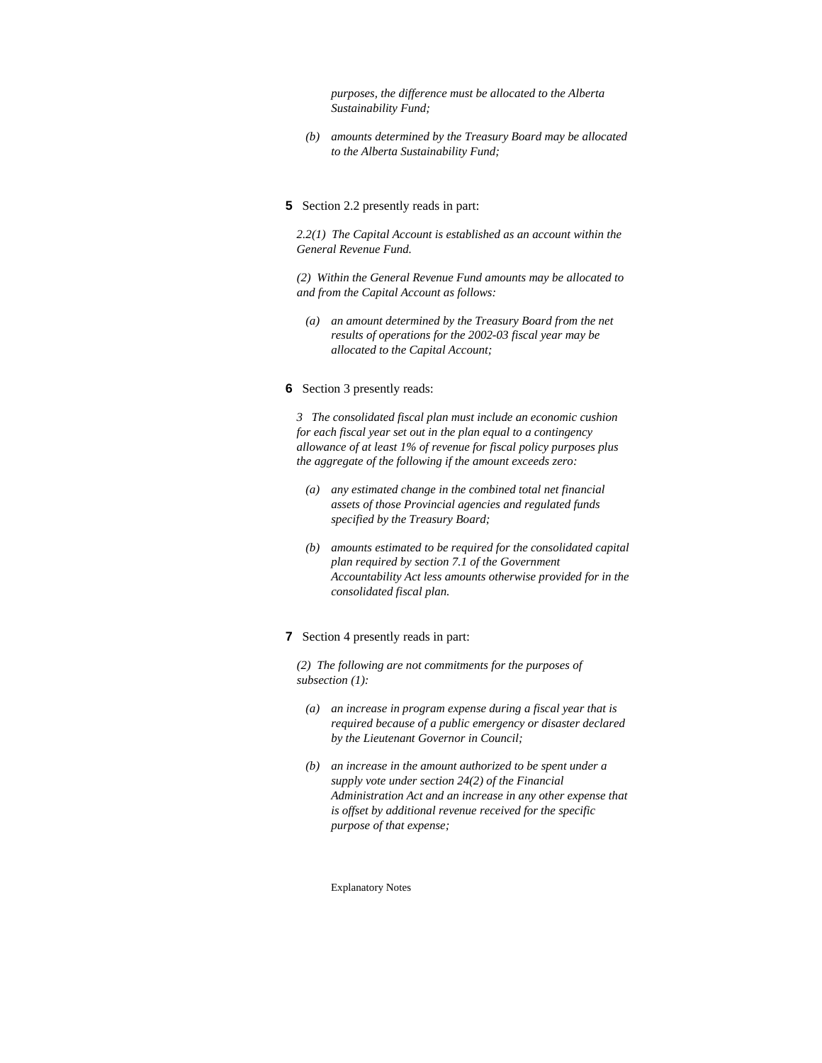*purposes, the difference must be allocated to the Alberta Sustainability Fund;*

*(b) amounts determined by the Treasury Board may be allocated to the Alberta Sustainability Fund;*

**5** Section 2.2 presently reads in part:

*2.2(1) The Capital Account is established as an account within the General Revenue Fund.*

*(2) Within the General Revenue Fund amounts may be allocated to and from the Capital Account as follows:*

*(a) an amount determined by the Treasury Board from the net results of operations for the 2002-03 fiscal year may be allocated to the Capital Account;*

**6** Section 3 presently reads:

*3 The consolidated fiscal plan must include an economic cushion for each fiscal year set out in the plan equal to a contingency allowance of at least 1% of revenue for fiscal policy purposes plus the aggregate of the following if the amount exceeds zero:*

*(a) any estimated change in the combined total net financial assets of those Provincial agencies and regulated funds specified by the Treasury Board;*

*(b) amounts estimated to be required for the consolidated capital plan required by section 7.1 of the Government Accountability Act less amounts otherwise provided for in the consolidated fiscal plan.*

**7** Section 4 presently reads in part:

*(2) The following are not commitments for the purposes of subsection (1):*

*(a) an increase in program expense during a fiscal year that is required because of a public emergency or disaster declared by the Lieutenant Governor in Council;*

*(b) an increase in the amount authorized to be spent under a supply vote under section 24(2) of the Financial Administration Act and an increase in any other expense that is offset by additional revenue received for the specific purpose of that expense;*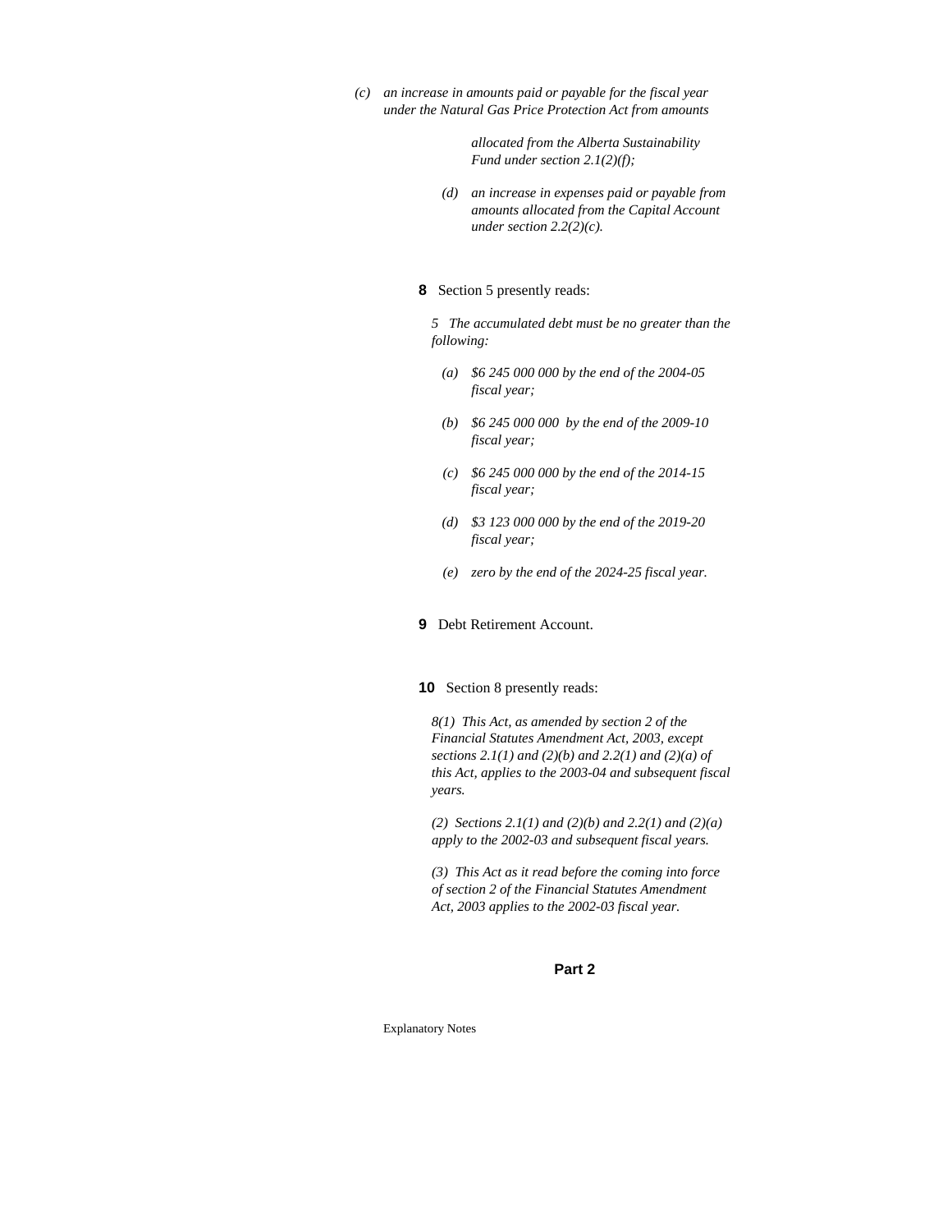*(c) an increase in amounts paid or payable for the fiscal year under the Natural Gas Price Protection Act from amounts allocated from the Alberta Sustainability Fund under section 2.1(2)(f);*

*(d) an increase in expenses paid or payable from amounts allocated from the Capital Account under section 2.2(2)(c).*

**8** Section 5 presently reads:

*5 The accumulated debt must be no greater than the following:*

*(a) $6 245 000 000 by the end of the 2004-05 fiscal year;*

*(b) $6 245 000 000 by the end of the 2009-10 fiscal year;*

*(c) $6 245 000 000 by the end of the 2014-15 fiscal year;*

*(d) $3 123 000 000 by the end of the 2019-20 fiscal year;*

*(e) zero by the end of the 2024-25 fiscal year.*

**9** Debt Retirement Account.

**10** Section 8 presently reads:

*8(1) This Act, as amended by section 2 of the Financial Statutes Amendment Act, 2003, except sections 2.1(1) and (2)(b) and 2.2(1) and (2)(a) of this Act, applies to the 2003-04 and subsequent fiscal years.*

*(2) Sections 2.1(1) and (2)(b) and 2.2(1) and (2)(a) apply to the 2002-03 and subsequent fiscal years.*

*(3) This Act as it read before the coming into force of section 2 of the Financial Statutes Amendment Act, 2003 applies to the 2002-03 fiscal year.*

**Part 2**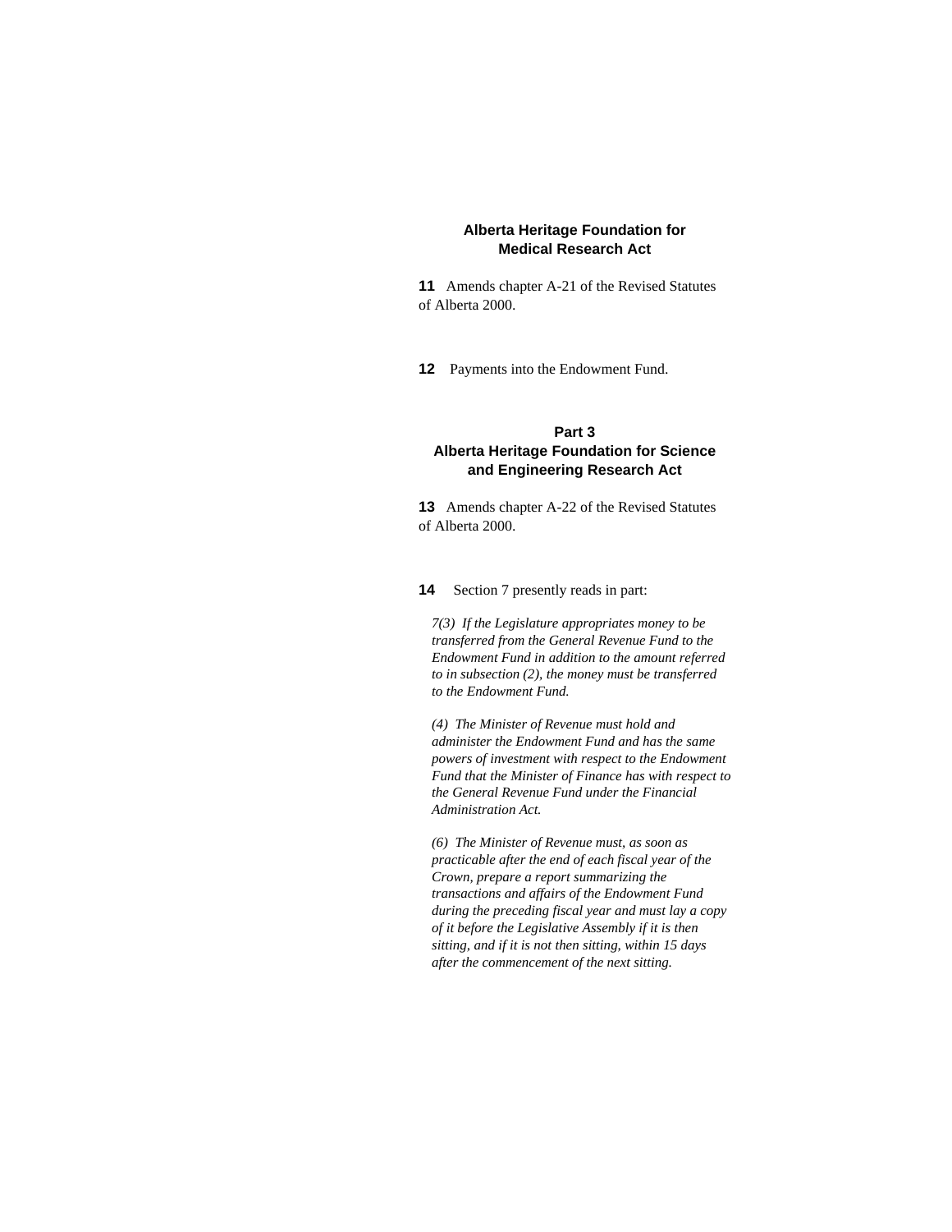## Alberta Heritage Foundation for Medical Research Act

**11** Amends chapter A-21 of the Revised Statutes of Alberta 2000.

**12** Payments into the Endowment Fund.

## Part 3
## Alberta Heritage Foundation for Science and Engineering Research Act

**13** Amends chapter A-22 of the Revised Statutes of Alberta 2000.

**14** Section 7 presently reads in part:

*7(3) If the Legislature appropriates money to be transferred from the General Revenue Fund to the Endowment Fund in addition to the amount referred to in subsection (2), the money must be transferred to the Endowment Fund.*

*(4) The Minister of Revenue must hold and administer the Endowment Fund and has the same powers of investment with respect to the Endowment Fund that the Minister of Finance has with respect to the General Revenue Fund under the Financial Administration Act.*

*(6) The Minister of Revenue must, as soon as practicable after the end of each fiscal year of the Crown, prepare a report summarizing the transactions and affairs of the Endowment Fund during the preceding fiscal year and must lay a copy of it before the Legislative Assembly if it is then sitting, and if it is not then sitting, within 15 days after the commencement of the next sitting.*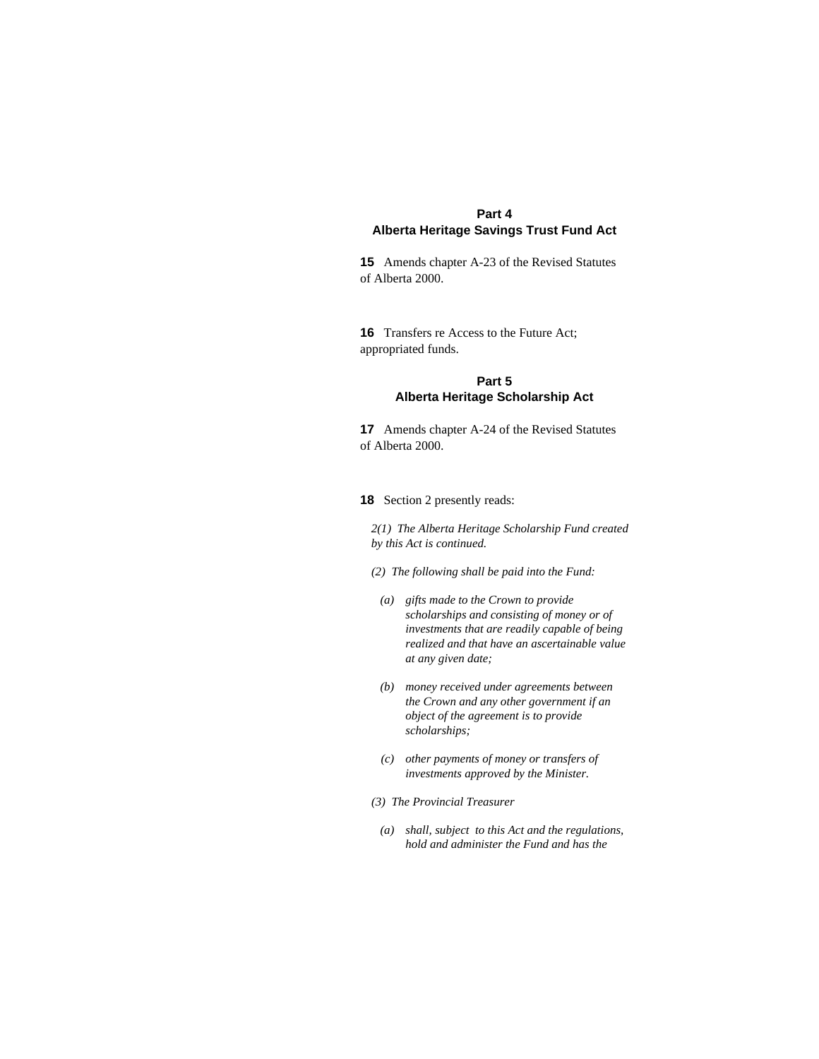## Part 4
## Alberta Heritage Savings Trust Fund Act

**15** Amends chapter A-23 of the Revised Statutes of Alberta 2000.

**16** Transfers re Access to the Future Act; appropriated funds.

## Part 5
## Alberta Heritage Scholarship Act

**17** Amends chapter A-24 of the Revised Statutes of Alberta 2000.

**18** Section 2 presently reads:

*2(1) The Alberta Heritage Scholarship Fund created by this Act is continued.*

*(2) The following shall be paid into the Fund:*

- *(a) gifts made to the Crown to provide scholarships and consisting of money or of investments that are readily capable of being realized and that have an ascertainable value at any given date;*
- *(b) money received under agreements between the Crown and any other government if an object of the agreement is to provide scholarships;*
- *(c) other payments of money or transfers of investments approved by the Minister.*

*(3) The Provincial Treasurer*

- *(a) shall, subject to this Act and the regulations, hold and administer the Fund and has the*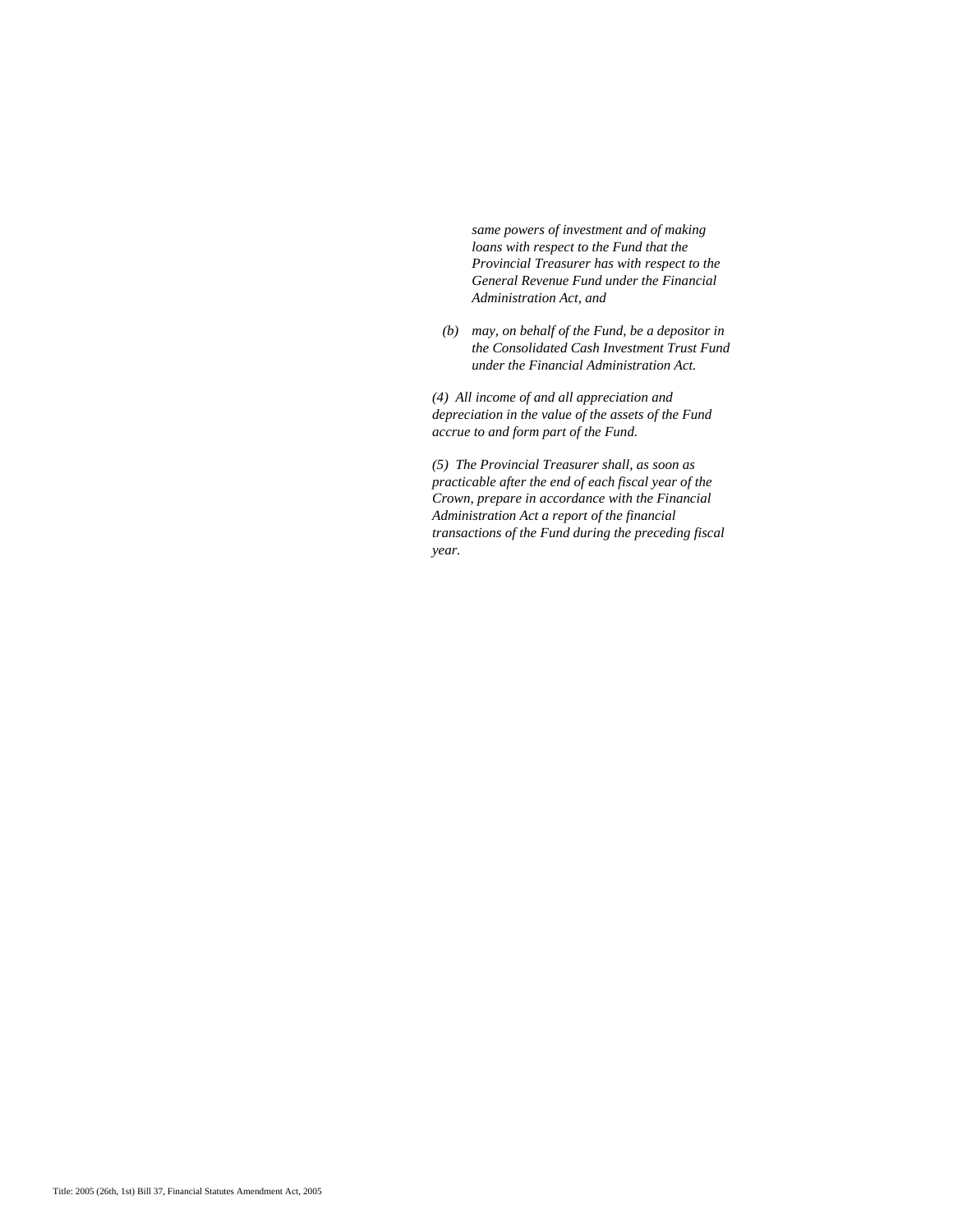*same powers of investment and of making loans with respect to the Fund that the Provincial Treasurer has with respect to the General Revenue Fund under the Financial Administration Act, and*

*(b) may, on behalf of the Fund, be a depositor in the Consolidated Cash Investment Trust Fund under the Financial Administration Act.*

*(4) All income of and all appreciation and depreciation in the value of the assets of the Fund accrue to and form part of the Fund.*

*(5) The Provincial Treasurer shall, as soon as practicable after the end of each fiscal year of the Crown, prepare in accordance with the Financial Administration Act a report of the financial transactions of the Fund during the preceding fiscal year.*